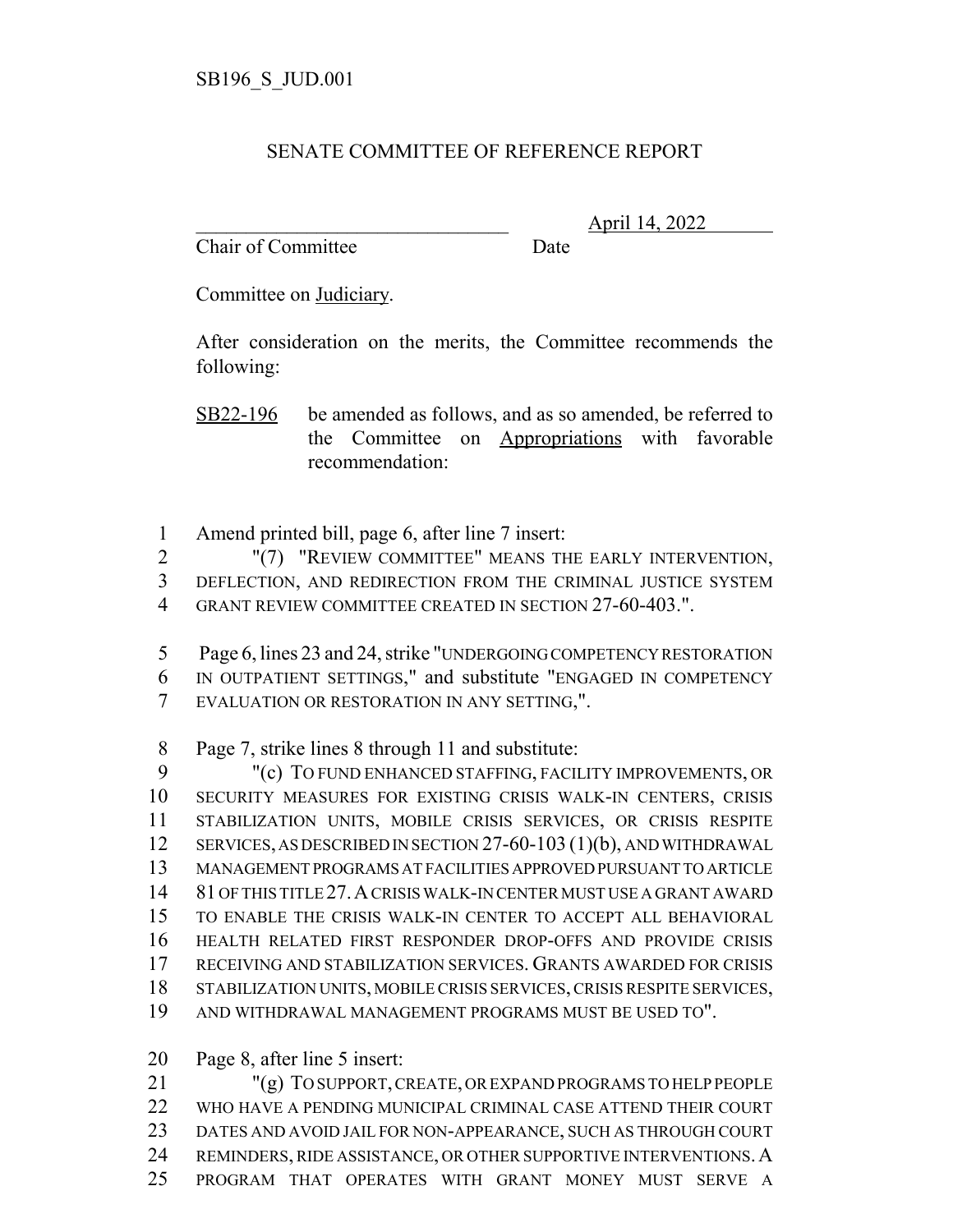SB196_S_JUD.001

SENATE COMMITTEE OF REFERENCE REPORT

_______________________________ April 14, 2022
Chair of Committee Date

Committee on Judiciary.

After consideration on the merits, the Committee recommends the following:

SB22-196 be amended as follows, and as so amended, be referred to the Committee on Appropriations with favorable recommendation:

1 Amend printed bill, page 6, after line 7 insert:
2 "(7) "REVIEW COMMITTEE" MEANS THE EARLY INTERVENTION,
3 DEFLECTION, AND REDIRECTION FROM THE CRIMINAL JUSTICE SYSTEM
4 GRANT REVIEW COMMITTEE CREATED IN SECTION 27-60-403.".

5 Page 6, lines 23 and 24, strike "UNDERGOING COMPETENCY RESTORATION
6 IN OUTPATIENT SETTINGS," and substitute "ENGAGED IN COMPETENCY
7 EVALUATION OR RESTORATION IN ANY SETTING,".

8 Page 7, strike lines 8 through 11 and substitute:
9 "(c) TO FUND ENHANCED STAFFING, FACILITY IMPROVEMENTS, OR
10 SECURITY MEASURES FOR EXISTING CRISIS WALK-IN CENTERS, CRISIS
11 STABILIZATION UNITS, MOBILE CRISIS SERVICES, OR CRISIS RESPITE
12 SERVICES, AS DESCRIBED IN SECTION 27-60-103 (1)(b), AND WITHDRAWAL
13 MANAGEMENT PROGRAMS AT FACILITIES APPROVED PURSUANT TO ARTICLE
14 81 OF THIS TITLE 27. A CRISIS WALK-IN CENTER MUST USE A GRANT AWARD
15 TO ENABLE THE CRISIS WALK-IN CENTER TO ACCEPT ALL BEHAVIORAL
16 HEALTH RELATED FIRST RESPONDER DROP-OFFS AND PROVIDE CRISIS
17 RECEIVING AND STABILIZATION SERVICES. GRANTS AWARDED FOR CRISIS
18 STABILIZATION UNITS, MOBILE CRISIS SERVICES, CRISIS RESPITE SERVICES,
19 AND WITHDRAWAL MANAGEMENT PROGRAMS MUST BE USED TO".

20 Page 8, after line 5 insert:
21 "(g) TO SUPPORT, CREATE, OR EXPAND PROGRAMS TO HELP PEOPLE
22 WHO HAVE A PENDING MUNICIPAL CRIMINAL CASE ATTEND THEIR COURT
23 DATES AND AVOID JAIL FOR NON-APPEARANCE, SUCH AS THROUGH COURT
24 REMINDERS, RIDE ASSISTANCE, OR OTHER SUPPORTIVE INTERVENTIONS. A
25 PROGRAM THAT OPERATES WITH GRANT MONEY MUST SERVE A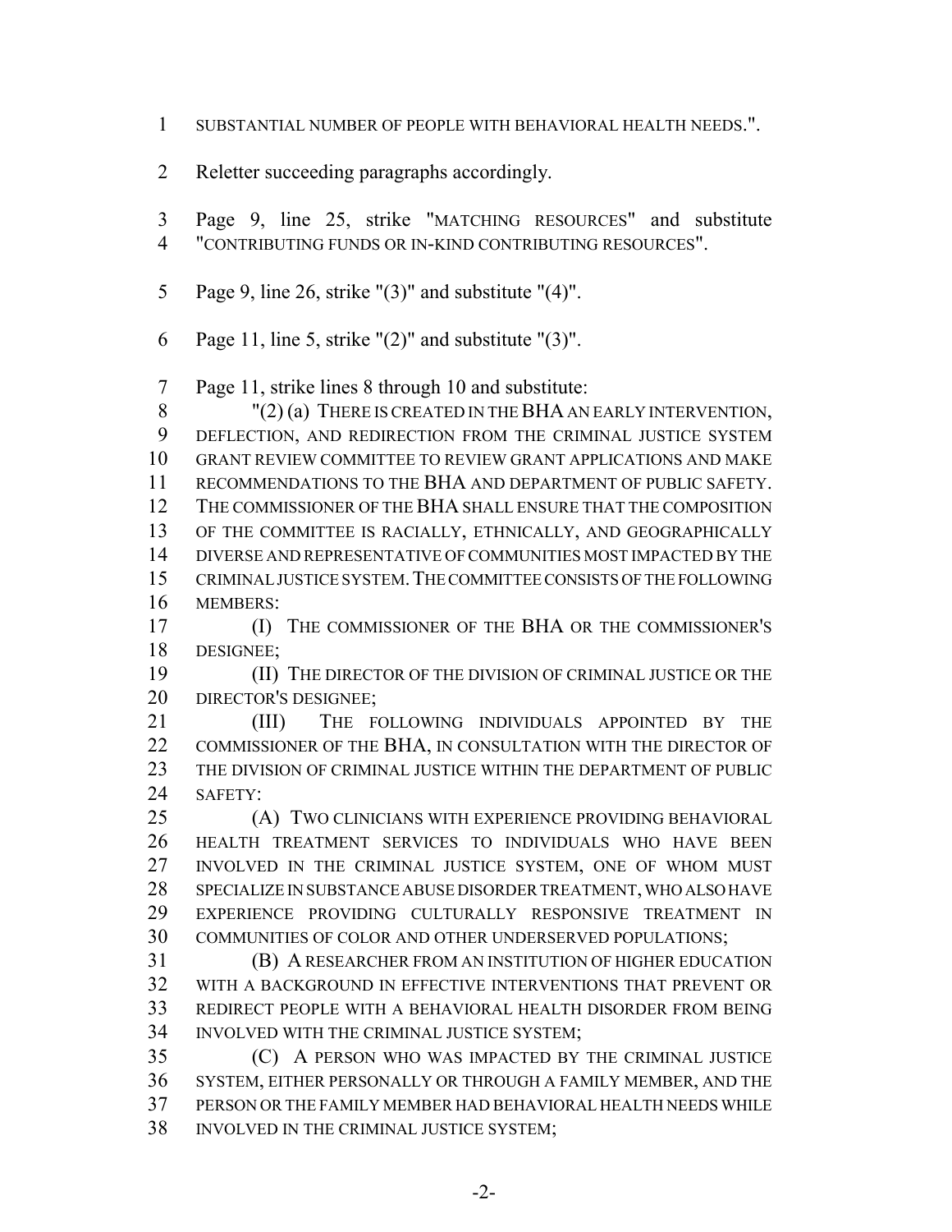SUBSTANTIAL NUMBER OF PEOPLE WITH BEHAVIORAL HEALTH NEEDS.".

Reletter succeeding paragraphs accordingly.

Page 9, line 25, strike "MATCHING RESOURCES" and substitute "CONTRIBUTING FUNDS OR IN-KIND CONTRIBUTING RESOURCES".

Page 9, line 26, strike "(3)" and substitute "(4)".

Page 11, line 5, strike "(2)" and substitute "(3)".

Page 11, strike lines 8 through 10 and substitute:

"(2) (a) THERE IS CREATED IN THE BHA AN EARLY INTERVENTION, DEFLECTION, AND REDIRECTION FROM THE CRIMINAL JUSTICE SYSTEM GRANT REVIEW COMMITTEE TO REVIEW GRANT APPLICATIONS AND MAKE RECOMMENDATIONS TO THE BHA AND DEPARTMENT OF PUBLIC SAFETY. THE COMMISSIONER OF THE BHA SHALL ENSURE THAT THE COMPOSITION OF THE COMMITTEE IS RACIALLY, ETHNICALLY, AND GEOGRAPHICALLY DIVERSE AND REPRESENTATIVE OF COMMUNITIES MOST IMPACTED BY THE CRIMINAL JUSTICE SYSTEM. THE COMMITTEE CONSISTS OF THE FOLLOWING MEMBERS:

(I) THE COMMISSIONER OF THE BHA OR THE COMMISSIONER'S DESIGNEE;

(II) THE DIRECTOR OF THE DIVISION OF CRIMINAL JUSTICE OR THE DIRECTOR'S DESIGNEE;

(III) THE FOLLOWING INDIVIDUALS APPOINTED BY THE COMMISSIONER OF THE BHA, IN CONSULTATION WITH THE DIRECTOR OF THE DIVISION OF CRIMINAL JUSTICE WITHIN THE DEPARTMENT OF PUBLIC SAFETY:

(A) TWO CLINICIANS WITH EXPERIENCE PROVIDING BEHAVIORAL HEALTH TREATMENT SERVICES TO INDIVIDUALS WHO HAVE BEEN INVOLVED IN THE CRIMINAL JUSTICE SYSTEM, ONE OF WHOM MUST SPECIALIZE IN SUBSTANCE ABUSE DISORDER TREATMENT, WHO ALSO HAVE EXPERIENCE PROVIDING CULTURALLY RESPONSIVE TREATMENT IN COMMUNITIES OF COLOR AND OTHER UNDERSERVED POPULATIONS;

(B) A RESEARCHER FROM AN INSTITUTION OF HIGHER EDUCATION WITH A BACKGROUND IN EFFECTIVE INTERVENTIONS THAT PREVENT OR REDIRECT PEOPLE WITH A BEHAVIORAL HEALTH DISORDER FROM BEING INVOLVED WITH THE CRIMINAL JUSTICE SYSTEM;

(C) A PERSON WHO WAS IMPACTED BY THE CRIMINAL JUSTICE SYSTEM, EITHER PERSONALLY OR THROUGH A FAMILY MEMBER, AND THE PERSON OR THE FAMILY MEMBER HAD BEHAVIORAL HEALTH NEEDS WHILE INVOLVED IN THE CRIMINAL JUSTICE SYSTEM;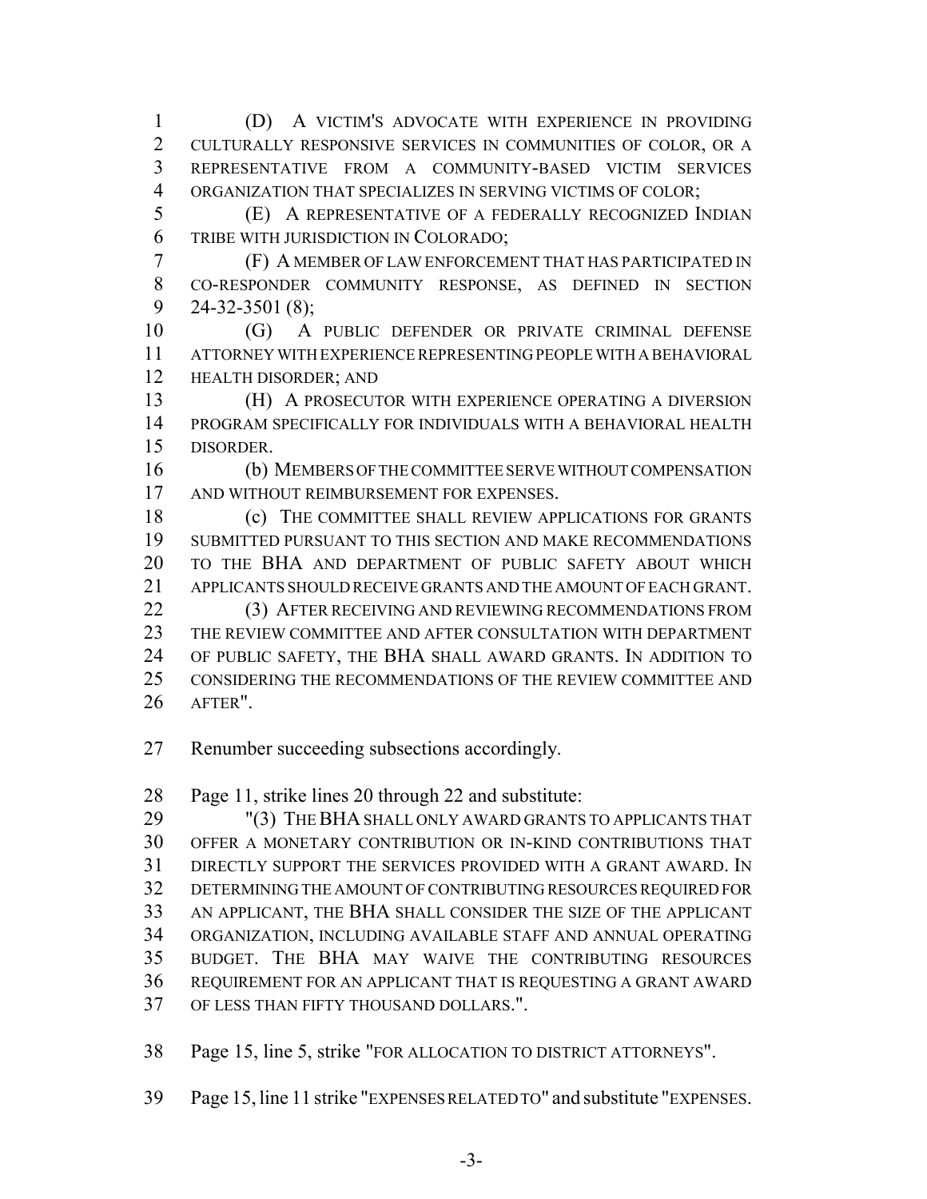(D) A VICTIM'S ADVOCATE WITH EXPERIENCE IN PROVIDING CULTURALLY RESPONSIVE SERVICES IN COMMUNITIES OF COLOR, OR A REPRESENTATIVE FROM A COMMUNITY-BASED VICTIM SERVICES ORGANIZATION THAT SPECIALIZES IN SERVING VICTIMS OF COLOR;

(E) A REPRESENTATIVE OF A FEDERALLY RECOGNIZED INDIAN TRIBE WITH JURISDICTION IN COLORADO;

(F) A MEMBER OF LAW ENFORCEMENT THAT HAS PARTICIPATED IN CO-RESPONDER COMMUNITY RESPONSE, AS DEFINED IN SECTION 24-32-3501 (8);

(G) A PUBLIC DEFENDER OR PRIVATE CRIMINAL DEFENSE ATTORNEY WITH EXPERIENCE REPRESENTING PEOPLE WITH A BEHAVIORAL HEALTH DISORDER; AND

(H) A PROSECUTOR WITH EXPERIENCE OPERATING A DIVERSION PROGRAM SPECIFICALLY FOR INDIVIDUALS WITH A BEHAVIORAL HEALTH DISORDER.

(b) MEMBERS OF THE COMMITTEE SERVE WITHOUT COMPENSATION AND WITHOUT REIMBURSEMENT FOR EXPENSES.

(c) THE COMMITTEE SHALL REVIEW APPLICATIONS FOR GRANTS SUBMITTED PURSUANT TO THIS SECTION AND MAKE RECOMMENDATIONS TO THE BHA AND DEPARTMENT OF PUBLIC SAFETY ABOUT WHICH APPLICANTS SHOULD RECEIVE GRANTS AND THE AMOUNT OF EACH GRANT.

(3) AFTER RECEIVING AND REVIEWING RECOMMENDATIONS FROM THE REVIEW COMMITTEE AND AFTER CONSULTATION WITH DEPARTMENT OF PUBLIC SAFETY, THE BHA SHALL AWARD GRANTS. IN ADDITION TO CONSIDERING THE RECOMMENDATIONS OF THE REVIEW COMMITTEE AND AFTER".

Renumber succeeding subsections accordingly.

Page 11, strike lines 20 through 22 and substitute:

"(3) THE BHA SHALL ONLY AWARD GRANTS TO APPLICANTS THAT OFFER A MONETARY CONTRIBUTION OR IN-KIND CONTRIBUTIONS THAT DIRECTLY SUPPORT THE SERVICES PROVIDED WITH A GRANT AWARD. IN DETERMINING THE AMOUNT OF CONTRIBUTING RESOURCES REQUIRED FOR AN APPLICANT, THE BHA SHALL CONSIDER THE SIZE OF THE APPLICANT ORGANIZATION, INCLUDING AVAILABLE STAFF AND ANNUAL OPERATING BUDGET. THE BHA MAY WAIVE THE CONTRIBUTING RESOURCES REQUIREMENT FOR AN APPLICANT THAT IS REQUESTING A GRANT AWARD OF LESS THAN FIFTY THOUSAND DOLLARS.".

Page 15, line 5, strike "FOR ALLOCATION TO DISTRICT ATTORNEYS".

Page 15, line 11 strike "EXPENSES RELATED TO" and substitute "EXPENSES.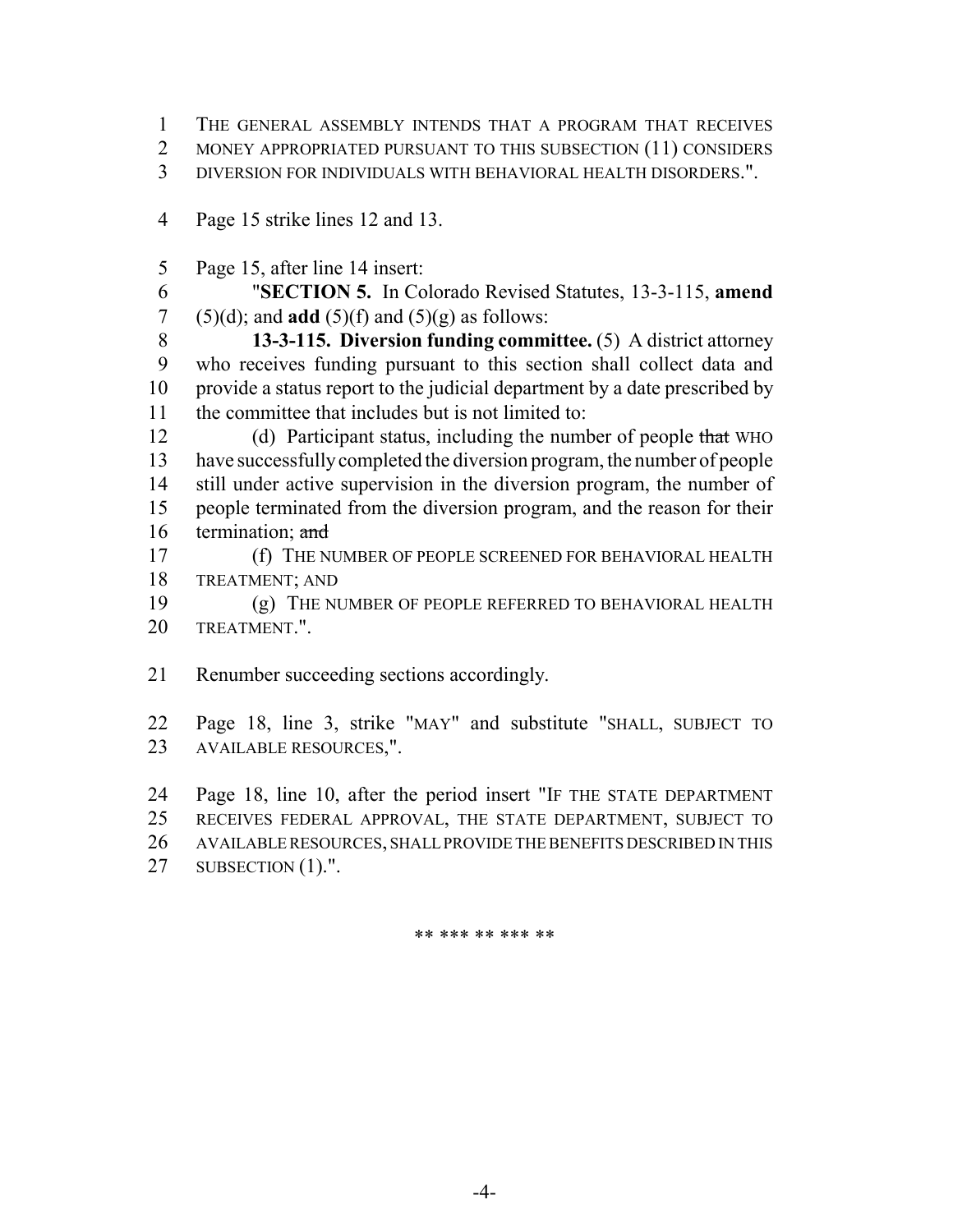THE GENERAL ASSEMBLY INTENDS THAT A PROGRAM THAT RECEIVES MONEY APPROPRIATED PURSUANT TO THIS SUBSECTION (11) CONSIDERS DIVERSION FOR INDIVIDUALS WITH BEHAVIORAL HEALTH DISORDERS.".

Page 15 strike lines 12 and 13.

Page 15, after line 14 insert:

"**SECTION 5.** In Colorado Revised Statutes, 13-3-115, **amend** (5)(d); and **add** (5)(f) and (5)(g) as follows:

**13-3-115. Diversion funding committee.** (5) A district attorney who receives funding pursuant to this section shall collect data and provide a status report to the judicial department by a date prescribed by the committee that includes but is not limited to:

(d) Participant status, including the number of people ~~that~~ WHO have successfully completed the diversion program, the number of people still under active supervision in the diversion program, the number of people terminated from the diversion program, and the reason for their termination; ~~and~~

(f) THE NUMBER OF PEOPLE SCREENED FOR BEHAVIORAL HEALTH TREATMENT; AND

(g) THE NUMBER OF PEOPLE REFERRED TO BEHAVIORAL HEALTH TREATMENT.".

Renumber succeeding sections accordingly.

Page 18, line 3, strike "MAY" and substitute "SHALL, SUBJECT TO AVAILABLE RESOURCES,".

Page 18, line 10, after the period insert "IF THE STATE DEPARTMENT RECEIVES FEDERAL APPROVAL, THE STATE DEPARTMENT, SUBJECT TO AVAILABLE RESOURCES, SHALL PROVIDE THE BENEFITS DESCRIBED IN THIS SUBSECTION (1).".

** *** ** *** **